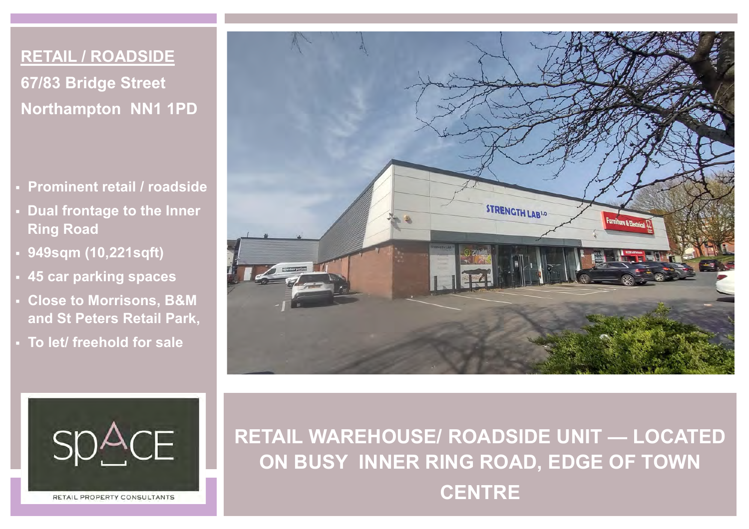# RETAIL / ROADSIDE

## 67/83 Bridge Street

## Northampton NN1 1PD

- Prominent retail / roadside
- Dual frontage to the Inner Ring Road
- 949sqm (10,221sqft)
- 45 car parking spaces
- Close to Morrisons, B&M and St Peters Retail Park,
- To let/ freehold for sale

SPACE

RETAIL PROPERTY CONSULTANTS

## RETAIL WAREHOUSE/ ROADSIDE UNIT — LOCATED ON BUSY INNER RING ROAD, EDGE OF TOWN CENTRE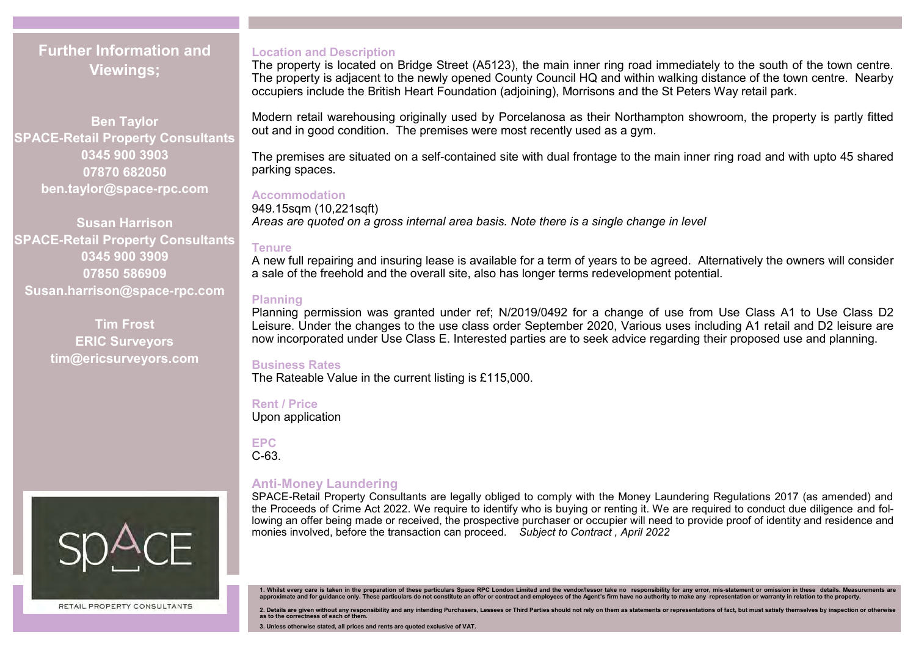## Further Information and Viewings;

**Ben Taylor**
**SPACE-Retail Property Consultants**
**0345 900 3903**
**07870 682050**
**ben.taylor@space-rpc.com**

**Susan Harrison**
**SPACE-Retail Property Consultants**
**0345 900 3909**
**07850 586909**
**Susan.harrison@space-rpc.com**

**Tim Frost**
**ERIC Surveyors**
**tim@ericsurveyors.com**

SPACE
RETAIL PROPERTY CONSULTANTS

### Location and Description

The property is located on Bridge Street (A5123), the main inner ring road immediately to the south of the town centre. The property is adjacent to the newly opened County Council HQ and within walking distance of the town centre. Nearby occupiers include the British Heart Foundation (adjoining), Morrisons and the St Peters Way retail park.

Modern retail warehousing originally used by Porcelanosa as their Northampton showroom, the property is partly fitted out and in good condition. The premises were most recently used as a gym.

The premises are situated on a self-contained site with dual frontage to the main inner ring road and with upto 45 shared parking spaces.

### Accommodation

949.15sqm (10,221sqft)
*Areas are quoted on a gross internal area basis. Note there is a single change in level*

### Tenure

A new full repairing and insuring lease is available for a term of years to be agreed. Alternatively the owners will consider a sale of the freehold and the overall site, also has longer terms redevelopment potential.

### Planning

Planning permission was granted under ref; N/2019/0492 for a change of use from Use Class A1 to Use Class D2 Leisure. Under the changes to the use class order September 2020, Various uses including A1 retail and D2 leisure are now incorporated under Use Class E. Interested parties are to seek advice regarding their proposed use and planning.

### Business Rates

The Rateable Value in the current listing is £115,000.

### Rent / Price

Upon application

### EPC

C-63.

### Anti-Money Laundering

SPACE-Retail Property Consultants are legally obliged to comply with the Money Laundering Regulations 2017 (as amended) and the Proceeds of Crime Act 2022. We require to identify who is buying or renting it. We are required to conduct due diligence and following an offer being made or received, the prospective purchaser or occupier will need to provide proof of identity and residence and monies involved, before the transaction can proceed. *Subject to Contract , April 2022*

1. Whilst every care is taken in the preparation of these particulars Space RPC London Limited and the vendor/lessor take no responsibility for any error, mis-statement or omission in these details. Measurements are approximate and for guidance only. These particulars do not constitute an offer or contract and employees of the Agent's firm have no authority to make any representation or warranty in relation to the property.

2. Details are given without any responsibility and any intending Purchasers, Lessees or Third Parties should not rely on them as statements or representations of fact, but must satisfy themselves by inspection or otherwise as to the correctness of each of them.

3. Unless otherwise stated, all prices and rents are quoted exclusive of VAT.